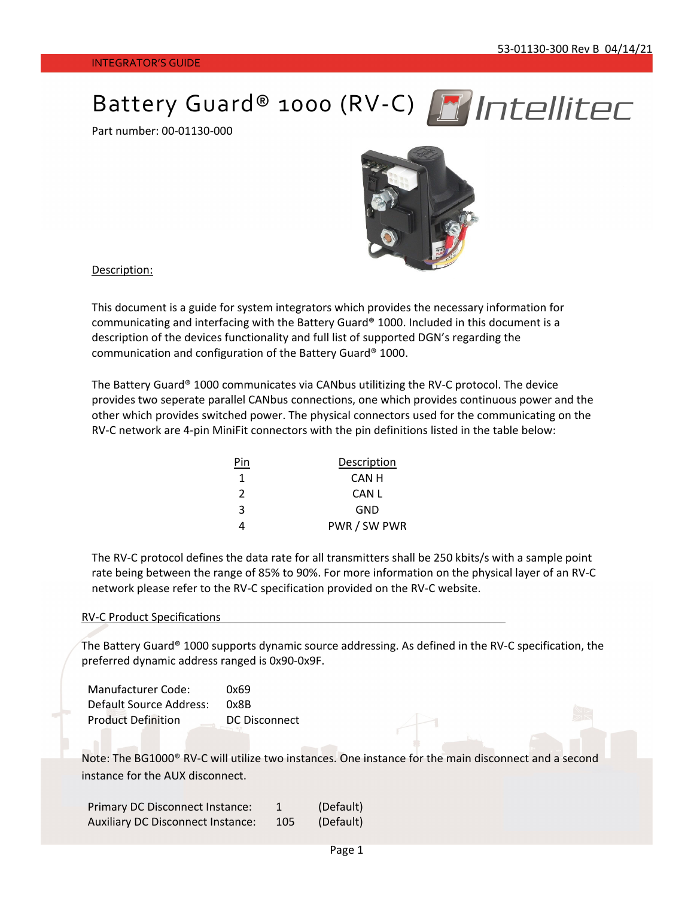53-01130-300 Rev B 04/14/21

INTEGRATOR'S GUIDE

# Battery Guard® 1000 (RV-C)

Part number: 00-01130-000

Description:

This document is a guide for system integrators which provides the necessary information for communicating and interfacing with the Battery Guard® 1000. Included in this document is a description of the devices functionality and full list of supported DGN's regarding the communication and configuration of the Battery Guard® 1000.

The Battery Guard® 1000 communicates via CANbus utilitizing the RV-C protocol. The device provides two seperate parallel CANbus connections, one which provides continuous power and the other which provides switched power. The physical connectors used for the communicating on the RV-C network are 4-pin MiniFit connectors with the pin definitions listed in the table below:

| Pin | Description |
|---|---|
| 1 | CAN H |
| 2 | CAN L |
| 3 | GND |
| 4 | PWR / SW PWR |

The RV-C protocol defines the data rate for all transmitters shall be 250 kbits/s with a sample point rate being between the range of 85% to 90%. For more information on the physical layer of an RV-C network please refer to the RV-C specification provided on the RV-C website.

## RV-C Product Specifications

The Battery Guard® 1000 supports dynamic source addressing. As defined in the RV-C specification, the preferred dynamic address ranged is 0x90-0x9F.

| | |
|---|---|
| Manufacturer Code: | 0x69 |
| Default Source Address: | 0x8B |
| Product Definition | DC Disconnect |

Note: The BG1000® RV-C will utilize two instances. One instance for the main disconnect and a second instance for the AUX disconnect.

| | | |
|---|---|---|
| Primary DC Disconnect Instance: | 1 | (Default) |
| Auxiliary DC Disconnect Instance: | 105 | (Default) |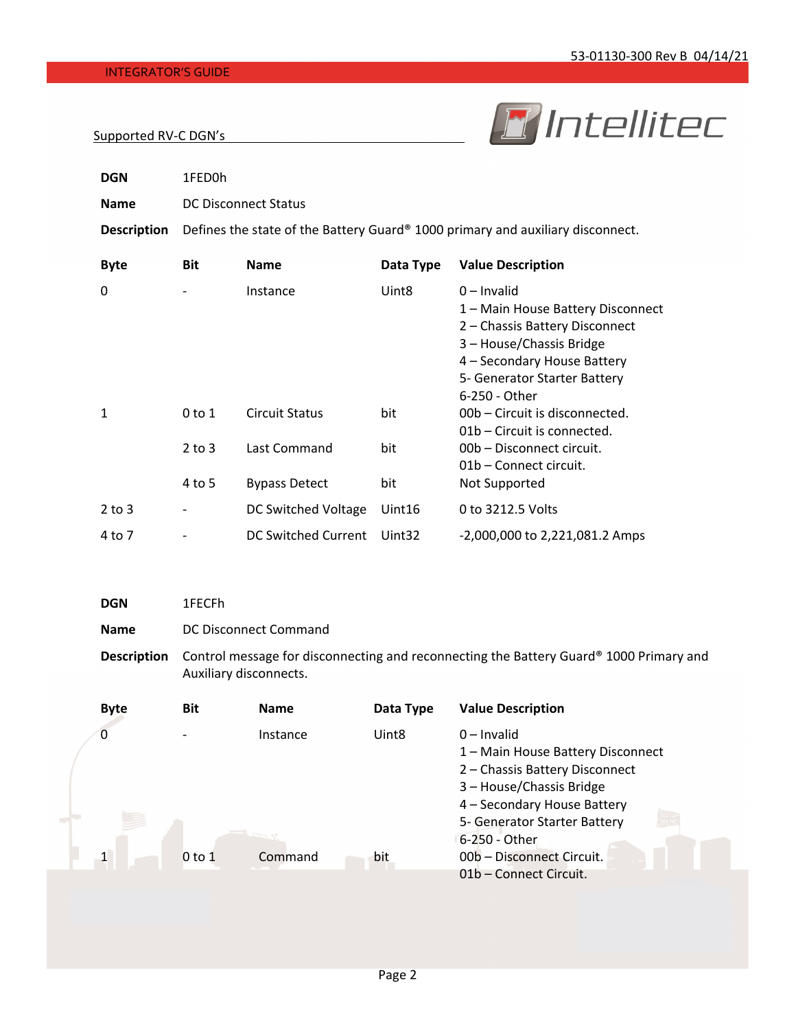## Supported RV-C DGN's

**DGN** 1FED0h

**Name** DC Disconnect Status

**Description** Defines the state of the Battery Guard® 1000 primary and auxiliary disconnect.

| Byte | Bit | Name | Data Type | Value Description |
|---|---|---|---|---|
| 0 | - | Instance | Uint8 | 0 – Invalid<br>1 – Main House Battery Disconnect<br>2 – Chassis Battery Disconnect<br>3 – House/Chassis Bridge<br>4 – Secondary House Battery<br>5- Generator Starter Battery<br>6-250 - Other |
| 1 | 0 to 1 | Circuit Status | bit | 00b – Circuit is disconnected.<br>01b – Circuit is connected. |
| | 2 to 3 | Last Command | bit | 00b – Disconnect circuit.<br>01b – Connect circuit. |
| | 4 to 5 | Bypass Detect | bit | Not Supported |
| 2 to 3 | - | DC Switched Voltage | Uint16 | 0 to 3212.5 Volts |
| 4 to 7 | - | DC Switched Current | Uint32 | -2,000,000 to 2,221,081.2 Amps |

**DGN** 1FECFh

**Name** DC Disconnect Command

**Description** Control message for disconnecting and reconnecting the Battery Guard® 1000 Primary and Auxiliary disconnects.

| Byte | Bit | Name | Data Type | Value Description |
|---|---|---|---|---|
| 0 | - | Instance | Uint8 | 0 – Invalid<br>1 – Main House Battery Disconnect<br>2 – Chassis Battery Disconnect<br>3 – House/Chassis Bridge<br>4 – Secondary House Battery<br>5- Generator Starter Battery<br>6-250 - Other |
| 1 | 0 to 1 | Command | bit | 00b – Disconnect Circuit.<br>01b – Connect Circuit. |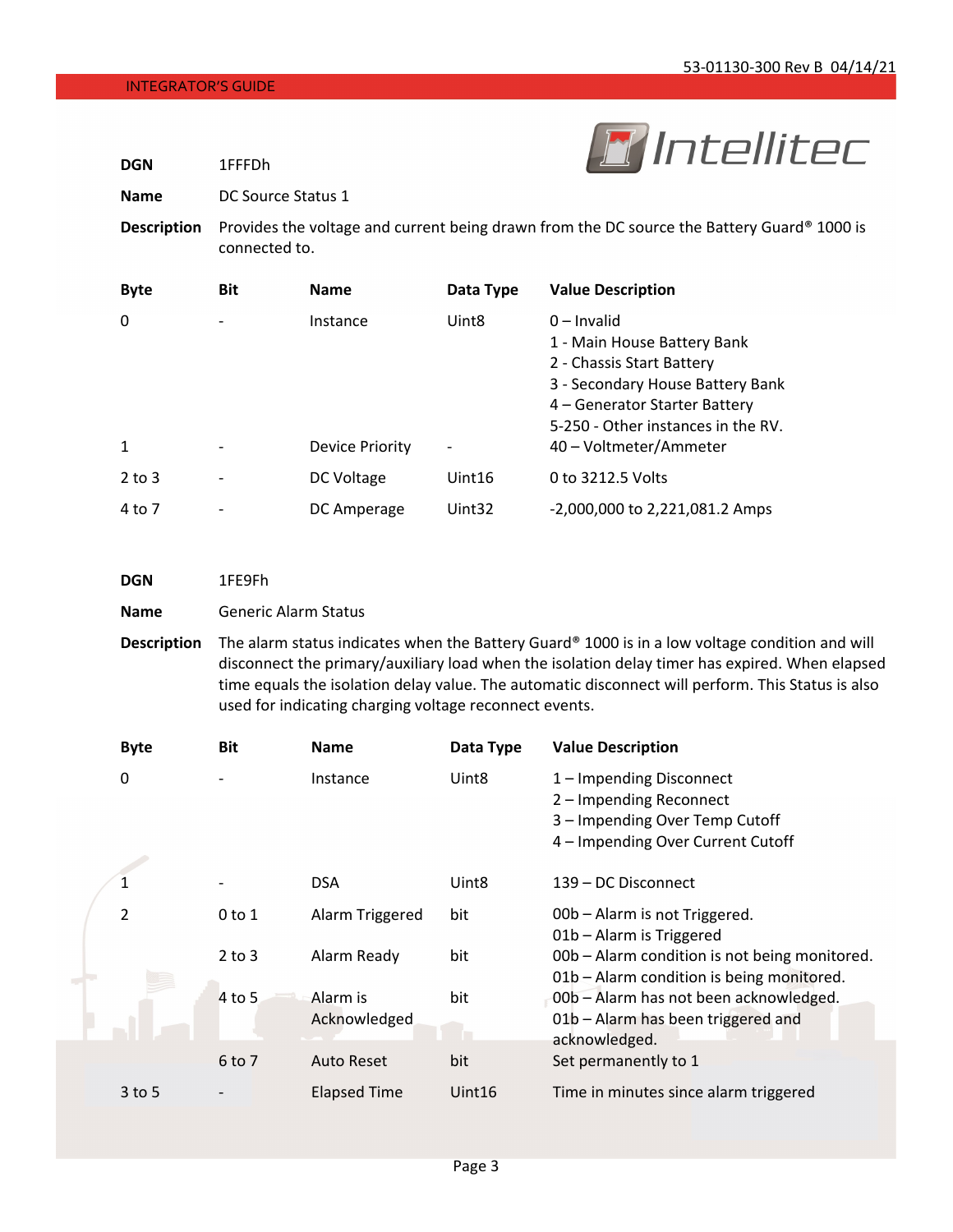**DGN** 1FFFDh

**Name** DC Source Status 1

**Description** Provides the voltage and current being drawn from the DC source the Battery Guard® 1000 is connected to.

| Byte | Bit | Name | Data Type | Value Description |
|---|---|---|---|---|
| 0 | - | Instance | Uint8 | 0 – Invalid<br>1 - Main House Battery Bank<br>2 - Chassis Start Battery<br>3 - Secondary House Battery Bank<br>4 – Generator Starter Battery<br>5-250 - Other instances in the RV. |
| 1 | - | Device Priority | - | 40 – Voltmeter/Ammeter |
| 2 to 3 | - | DC Voltage | Uint16 | 0 to 3212.5 Volts |
| 4 to 7 | - | DC Amperage | Uint32 | -2,000,000 to 2,221,081.2 Amps |

**DGN** 1FE9Fh

**Name** Generic Alarm Status

**Description** The alarm status indicates when the Battery Guard® 1000 is in a low voltage condition and will disconnect the primary/auxiliary load when the isolation delay timer has expired. When elapsed time equals the isolation delay value. The automatic disconnect will perform. This Status is also used for indicating charging voltage reconnect events.

| Byte | Bit | Name | Data Type | Value Description |
|---|---|---|---|---|
| 0 | - | Instance | Uint8 | 1 – Impending Disconnect<br>2 – Impending Reconnect<br>3 – Impending Over Temp Cutoff<br>4 – Impending Over Current Cutoff |
| 1 | - | DSA | Uint8 | 139 – DC Disconnect |
| 2 | 0 to 1 | Alarm Triggered | bit | 00b – Alarm is not Triggered.<br>01b – Alarm is Triggered |
| | 2 to 3 | Alarm Ready | bit | 00b – Alarm condition is not being monitored.<br>01b – Alarm condition is being monitored. |
| | 4 to 5 | Alarm is Acknowledged | bit | 00b – Alarm has not been acknowledged.<br>01b – Alarm has been triggered and acknowledged. |
| | 6 to 7 | Auto Reset | bit | Set permanently to 1 |
| 3 to 5 | - | Elapsed Time | Uint16 | Time in minutes since alarm triggered |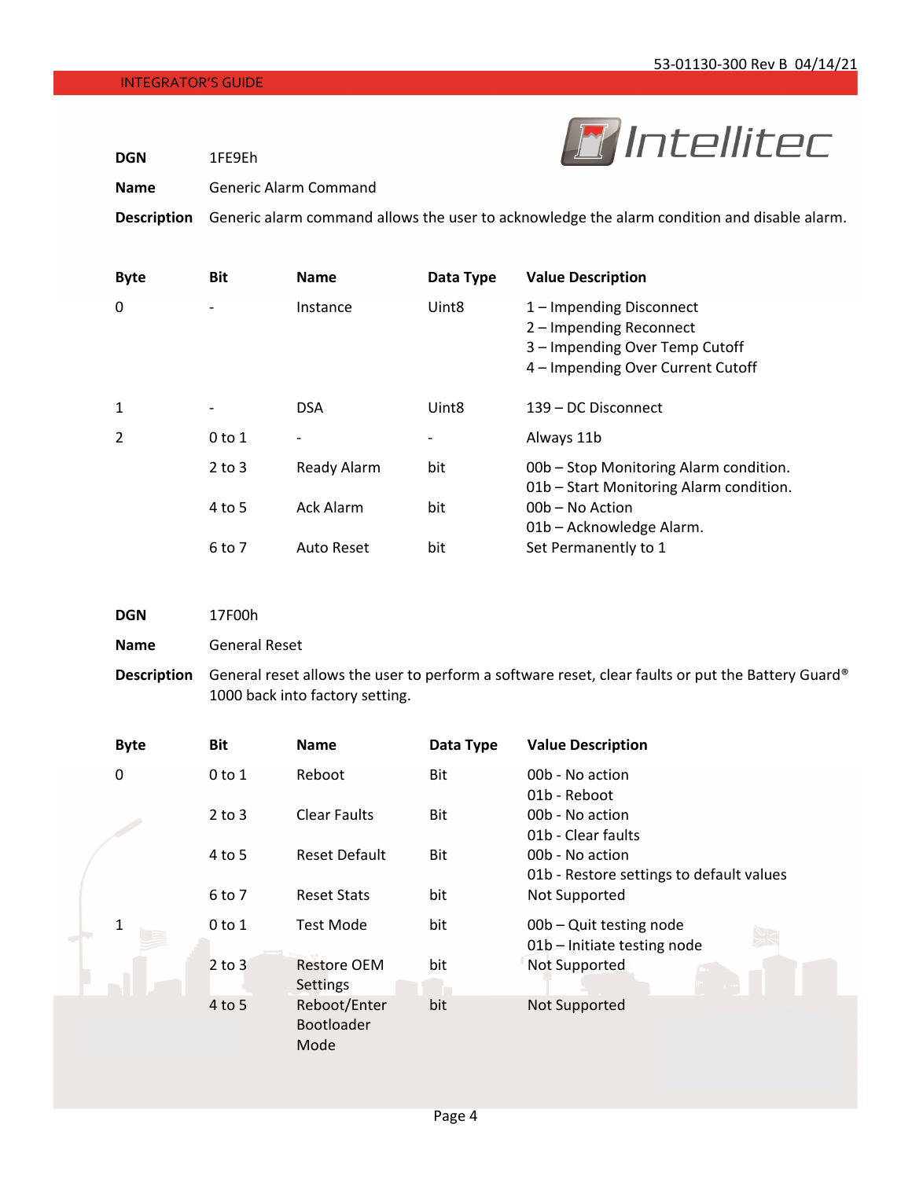**DGN** 1FE9Eh

**Name** Generic Alarm Command

**Description** Generic alarm command allows the user to acknowledge the alarm condition and disable alarm.

| Byte | Bit | Name | Data Type | Value Description |
|---|---|---|---|---|
| 0 | - | Instance | Uint8 | 1 – Impending Disconnect<br>2 – Impending Reconnect<br>3 – Impending Over Temp Cutoff<br>4 – Impending Over Current Cutoff |
| 1 | - | DSA | Uint8 | 139 – DC Disconnect |
| 2 | 0 to 1 | - | - | Always 11b |
| | 2 to 3 | Ready Alarm | bit | 00b – Stop Monitoring Alarm condition.<br>01b – Start Monitoring Alarm condition. |
| | 4 to 5 | Ack Alarm | bit | 00b – No Action<br>01b – Acknowledge Alarm. |
| | 6 to 7 | Auto Reset | bit | Set Permanently to 1 |

**DGN** 17F00h

**Name** General Reset

**Description** General reset allows the user to perform a software reset, clear faults or put the Battery Guard® 1000 back into factory setting.

| Byte | Bit | Name | Data Type | Value Description |
|---|---|---|---|---|
| 0 | 0 to 1 | Reboot | Bit | 00b - No action<br>01b - Reboot |
| | 2 to 3 | Clear Faults | Bit | 00b - No action<br>01b - Clear faults |
| | 4 to 5 | Reset Default | Bit | 00b - No action<br>01b - Restore settings to default values |
| | 6 to 7 | Reset Stats | bit | Not Supported |
| 1 | 0 to 1 | Test Mode | bit | 00b – Quit testing node<br>01b – Initiate testing node |
| | 2 to 3 | Restore OEM Settings | bit | Not Supported |
| | 4 to 5 | Reboot/Enter Bootloader Mode | bit | Not Supported |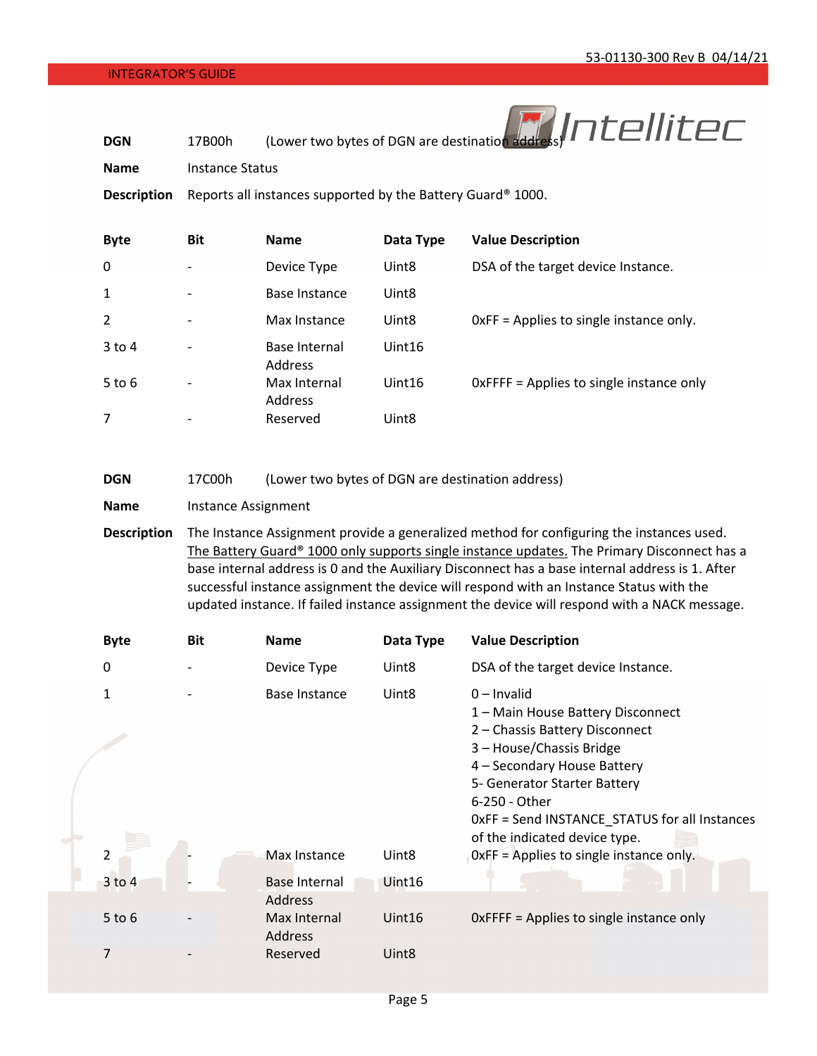| | | |
|---|---|---|
| **DGN** | 17B00h | (Lower two bytes of DGN are destination address) |
| **Name** | Instance Status | |
| **Description** | Reports all instances supported by the Battery Guard® 1000. | |

| Byte | Bit | Name | Data Type | Value Description |
|---|---|---|---|---|
| 0 | - | Device Type | Uint8 | DSA of the target device Instance. |
| 1 | - | Base Instance | Uint8 | |
| 2 | - | Max Instance | Uint8 | 0xFF = Applies to single instance only. |
| 3 to 4 | - | Base Internal Address | Uint16 | |
| 5 to 6 | - | Max Internal Address | Uint16 | 0xFFFF = Applies to single instance only |
| 7 | - | Reserved | Uint8 | |

| | | |
|---|---|---|
| **DGN** | 17C00h | (Lower two bytes of DGN are destination address) |
| **Name** | Instance Assignment | |
| **Description** | The Instance Assignment provide a generalized method for configuring the instances used. The Battery Guard® 1000 only supports single instance updates. The Primary Disconnect has a base internal address is 0 and the Auxiliary Disconnect has a base internal address is 1. After successful instance assignment the device will respond with an Instance Status with the updated instance. If failed instance assignment the device will respond with a NACK message. | |

| Byte | Bit | Name | Data Type | Value Description |
|---|---|---|---|---|
| 0 | - | Device Type | Uint8 | DSA of the target device Instance. |
| 1 | - | Base Instance | Uint8 | 0 – Invalid<br>1 – Main House Battery Disconnect<br>2 – Chassis Battery Disconnect<br>3 – House/Chassis Bridge<br>4 – Secondary House Battery<br>5- Generator Starter Battery<br>6-250 - Other<br>0xFF = Send INSTANCE_STATUS for all Instances of the indicated device type. |
| 2 | - | Max Instance | Uint8 | 0xFF = Applies to single instance only. |
| 3 to 4 | - | Base Internal Address | Uint16 | |
| 5 to 6 | - | Max Internal Address | Uint16 | 0xFFFF = Applies to single instance only |
| 7 | - | Reserved | Uint8 | |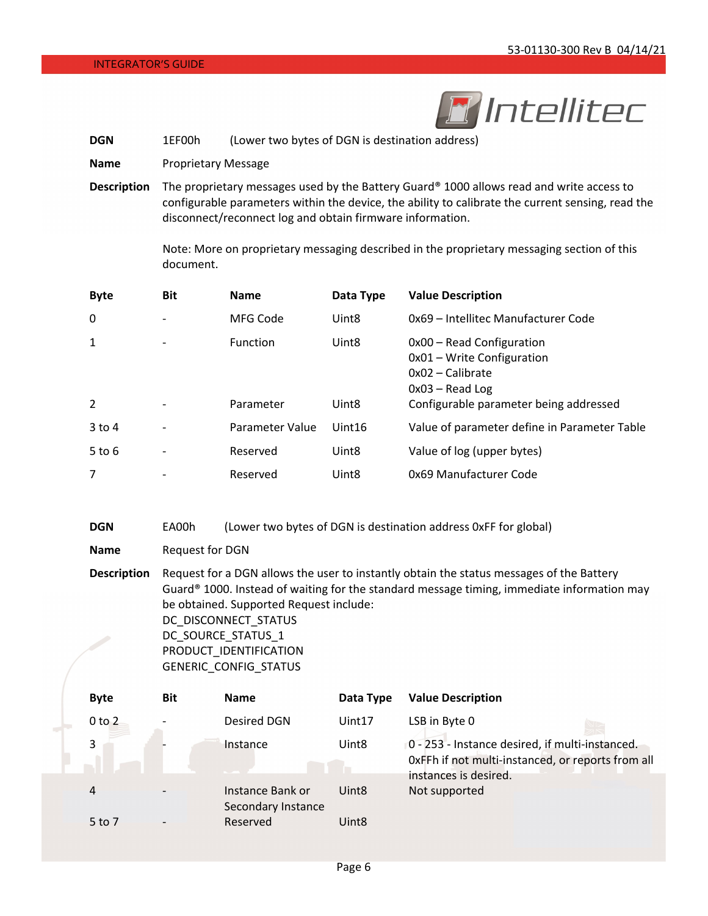**DGN** 1EF00h (Lower two bytes of DGN is destination address)

**Name** Proprietary Message

**Description** The proprietary messages used by the Battery Guard® 1000 allows read and write access to configurable parameters within the device, the ability to calibrate the current sensing, read the disconnect/reconnect log and obtain firmware information.

Note: More on proprietary messaging described in the proprietary messaging section of this document.

| Byte | Bit | Name | Data Type | Value Description |
|---|---|---|---|---|
| 0 | - | MFG Code | Uint8 | 0x69 – Intellitec Manufacturer Code |
| 1 | - | Function | Uint8 | 0x00 – Read Configuration<br>0x01 – Write Configuration<br>0x02 – Calibrate<br>0x03 – Read Log |
| 2 | - | Parameter | Uint8 | Configurable parameter being addressed |
| 3 to 4 | - | Parameter Value | Uint16 | Value of parameter define in Parameter Table |
| 5 to 6 | - | Reserved | Uint8 | Value of log (upper bytes) |
| 7 | - | Reserved | Uint8 | 0x69 Manufacturer Code |

**DGN** EA00h (Lower two bytes of DGN is destination address 0xFF for global)

**Name** Request for DGN

**Description** Request for a DGN allows the user to instantly obtain the status messages of the Battery Guard® 1000. Instead of waiting for the standard message timing, immediate information may be obtained. Supported Request include:
DC_DISCONNECT_STATUS
DC_SOURCE_STATUS_1
PRODUCT_IDENTIFICATION
GENERIC_CONFIG_STATUS

| Byte | Bit | Name | Data Type | Value Description |
|---|---|---|---|---|
| 0 to 2 | - | Desired DGN | Uint17 | LSB in Byte 0 |
| 3 | - | Instance | Uint8 | 0 - 253 - Instance desired, if multi-instanced.<br>0xFFh if not multi-instanced, or reports from all instances is desired. |
| 4 | - | Instance Bank or Secondary Instance | Uint8 | Not supported |
| 5 to 7 | - | Reserved | Uint8 | |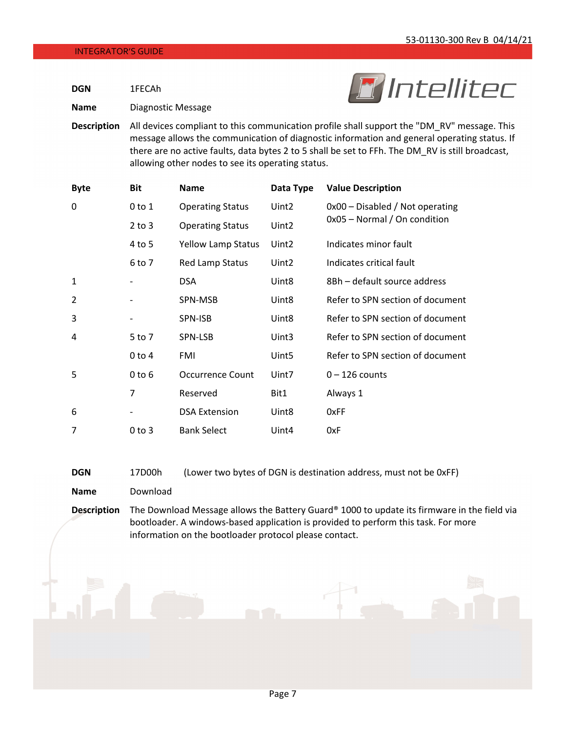**DGN** 1FECAh

**Name** Diagnostic Message

**Description** All devices compliant to this communication profile shall support the "DM_RV" message. This message allows the communication of diagnostic information and general operating status. If there are no active faults, data bytes 2 to 5 shall be set to FFh. The DM_RV is still broadcast, allowing other nodes to see its operating status.

| Byte | Bit | Name | Data Type | Value Description |
|---|---|---|---|---|
| 0 | 0 to 1 | Operating Status | Uint2 | 0x00 – Disabled / Not operating<br>0x05 – Normal / On condition |
| | 2 to 3 | Operating Status | Uint2 | |
| | 4 to 5 | Yellow Lamp Status | Uint2 | Indicates minor fault |
| | 6 to 7 | Red Lamp Status | Uint2 | Indicates critical fault |
| 1 | - | DSA | Uint8 | 8Bh – default source address |
| 2 | - | SPN-MSB | Uint8 | Refer to SPN section of document |
| 3 | - | SPN-ISB | Uint8 | Refer to SPN section of document |
| 4 | 5 to 7 | SPN-LSB | Uint3 | Refer to SPN section of document |
| | 0 to 4 | FMI | Uint5 | Refer to SPN section of document |
| 5 | 0 to 6 | Occurrence Count | Uint7 | 0 – 126 counts |
| | 7 | Reserved | Bit1 | Always 1 |
| 6 | - | DSA Extension | Uint8 | 0xFF |
| 7 | 0 to 3 | Bank Select | Uint4 | 0xF |

**DGN** 17D00h (Lower two bytes of DGN is destination address, must not be 0xFF)

**Name** Download

**Description** The Download Message allows the Battery Guard® 1000 to update its firmware in the field via bootloader. A windows-based application is provided to perform this task. For more information on the bootloader protocol please contact.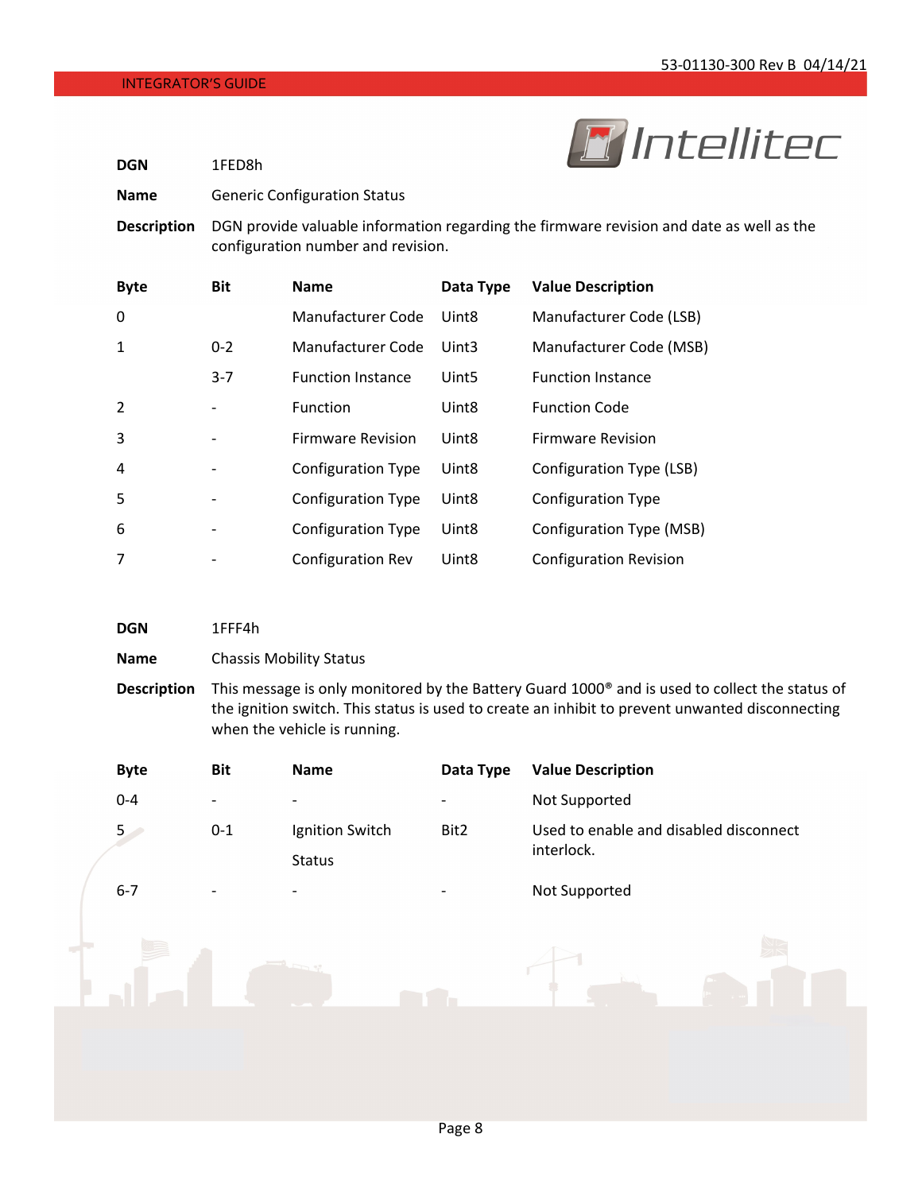**DGN** 1FED8h

**Name** Generic Configuration Status

**Description** DGN provide valuable information regarding the firmware revision and date as well as the configuration number and revision.

| Byte | Bit | Name | Data Type | Value Description |
|---|---|---|---|---|
| 0 | | Manufacturer Code | Uint8 | Manufacturer Code (LSB) |
| 1 | 0-2 | Manufacturer Code | Uint3 | Manufacturer Code (MSB) |
| | 3-7 | Function Instance | Uint5 | Function Instance |
| 2 | - | Function | Uint8 | Function Code |
| 3 | - | Firmware Revision | Uint8 | Firmware Revision |
| 4 | - | Configuration Type | Uint8 | Configuration Type (LSB) |
| 5 | - | Configuration Type | Uint8 | Configuration Type |
| 6 | - | Configuration Type | Uint8 | Configuration Type (MSB) |
| 7 | - | Configuration Rev | Uint8 | Configuration Revision |

**DGN** 1FFF4h

**Name** Chassis Mobility Status

**Description** This message is only monitored by the Battery Guard 1000® and is used to collect the status of the ignition switch. This status is used to create an inhibit to prevent unwanted disconnecting when the vehicle is running.

| Byte | Bit | Name | Data Type | Value Description |
|---|---|---|---|---|
| 0-4 | - | - | - | Not Supported |
| 5 | 0-1 | Ignition Switch Status | Bit2 | Used to enable and disabled disconnect interlock. |
| 6-7 | - | - | - | Not Supported |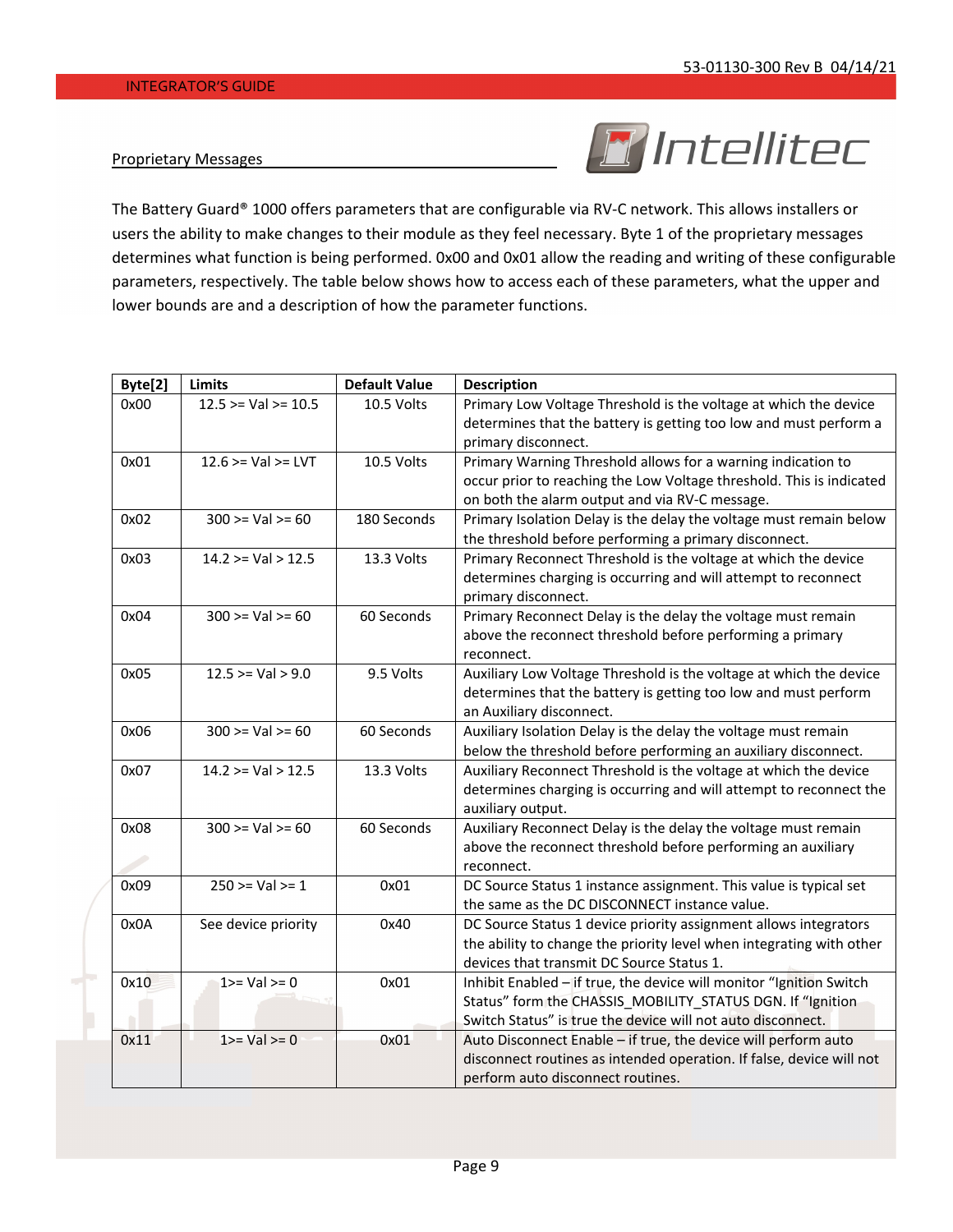## Proprietary Messages

The Battery Guard® 1000 offers parameters that are configurable via RV-C network. This allows installers or users the ability to make changes to their module as they feel necessary. Byte 1 of the proprietary messages determines what function is being performed. 0x00 and 0x01 allow the reading and writing of these configurable parameters, respectively. The table below shows how to access each of these parameters, what the upper and lower bounds are and a description of how the parameter functions.

| Byte[2] | Limits | Default Value | Description |
|---|---|---|---|
| 0x00 | 12.5 >= Val >= 10.5 | 10.5 Volts | Primary Low Voltage Threshold is the voltage at which the device determines that the battery is getting too low and must perform a primary disconnect. |
| 0x01 | 12.6 >= Val >= LVT | 10.5 Volts | Primary Warning Threshold allows for a warning indication to occur prior to reaching the Low Voltage threshold. This is indicated on both the alarm output and via RV-C message. |
| 0x02 | 300 >= Val >= 60 | 180 Seconds | Primary Isolation Delay is the delay the voltage must remain below the threshold before performing a primary disconnect. |
| 0x03 | 14.2 >= Val > 12.5 | 13.3 Volts | Primary Reconnect Threshold is the voltage at which the device determines charging is occurring and will attempt to reconnect primary disconnect. |
| 0x04 | 300 >= Val >= 60 | 60 Seconds | Primary Reconnect Delay is the delay the voltage must remain above the reconnect threshold before performing a primary reconnect. |
| 0x05 | 12.5 >= Val > 9.0 | 9.5 Volts | Auxiliary Low Voltage Threshold is the voltage at which the device determines that the battery is getting too low and must perform an Auxiliary disconnect. |
| 0x06 | 300 >= Val >= 60 | 60 Seconds | Auxiliary Isolation Delay is the delay the voltage must remain below the threshold before performing an auxiliary disconnect. |
| 0x07 | 14.2 >= Val > 12.5 | 13.3 Volts | Auxiliary Reconnect Threshold is the voltage at which the device determines charging is occurring and will attempt to reconnect the auxiliary output. |
| 0x08 | 300 >= Val >= 60 | 60 Seconds | Auxiliary Reconnect Delay is the delay the voltage must remain above the reconnect threshold before performing an auxiliary reconnect. |
| 0x09 | 250 >= Val >= 1 | 0x01 | DC Source Status 1 instance assignment. This value is typical set the same as the DC DISCONNECT instance value. |
| 0x0A | See device priority | 0x40 | DC Source Status 1 device priority assignment allows integrators the ability to change the priority level when integrating with other devices that transmit DC Source Status 1. |
| 0x10 | 1>= Val >= 0 | 0x01 | Inhibit Enabled – if true, the device will monitor "Ignition Switch Status" form the CHASSIS_MOBILITY_STATUS DGN. If "Ignition Switch Status" is true the device will not auto disconnect. |
| 0x11 | 1>= Val >= 0 | 0x01 | Auto Disconnect Enable – if true, the device will perform auto disconnect routines as intended operation. If false, device will not perform auto disconnect routines. |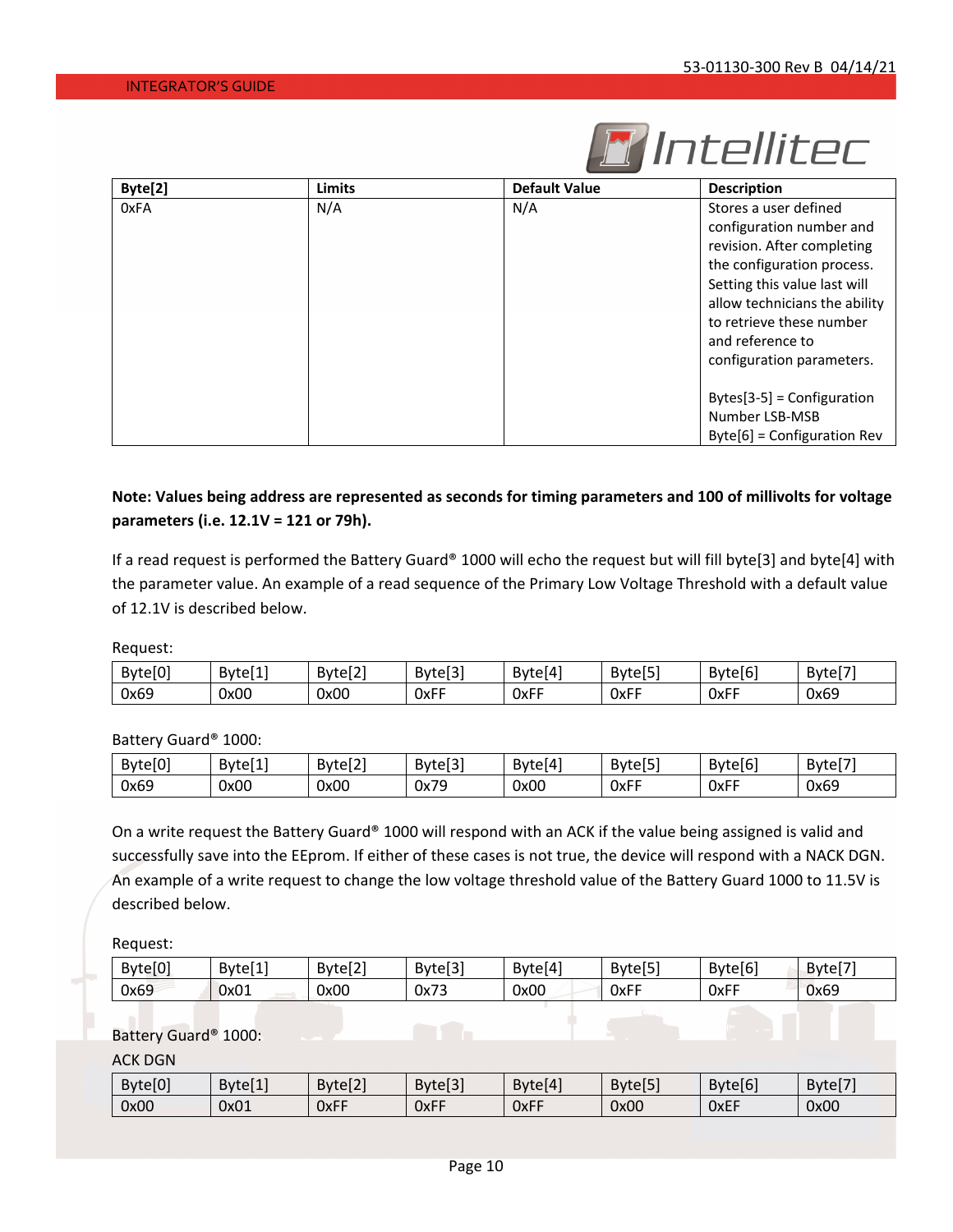| Byte[2] | Limits | Default Value | Description |
|---|---|---|---|
| 0xFA | N/A | N/A | Stores a user defined configuration number and revision. After completing the configuration process. Setting this value last will allow technicians the ability to retrieve these number and reference to configuration parameters.<br><br>Bytes[3-5] = Configuration Number LSB-MSB<br>Byte[6] = Configuration Rev |

**Note: Values being address are represented as seconds for timing parameters and 100 of millivolts for voltage parameters (i.e. 12.1V = 121 or 79h).**

If a read request is performed the Battery Guard® 1000 will echo the request but will fill byte[3] and byte[4] with the parameter value. An example of a read sequence of the Primary Low Voltage Threshold with a default value of 12.1V is described below.

Request:

| Byte[0] | Byte[1] | Byte[2] | Byte[3] | Byte[4] | Byte[5] | Byte[6] | Byte[7] |
|---|---|---|---|---|---|---|---|
| 0x69 | 0x00 | 0x00 | 0xFF | 0xFF | 0xFF | 0xFF | 0x69 |

Battery Guard® 1000:

| Byte[0] | Byte[1] | Byte[2] | Byte[3] | Byte[4] | Byte[5] | Byte[6] | Byte[7] |
|---|---|---|---|---|---|---|---|
| 0x69 | 0x00 | 0x00 | 0x79 | 0x00 | 0xFF | 0xFF | 0x69 |

On a write request the Battery Guard® 1000 will respond with an ACK if the value being assigned is valid and successfully save into the EEprom. If either of these cases is not true, the device will respond with a NACK DGN. An example of a write request to change the low voltage threshold value of the Battery Guard 1000 to 11.5V is described below.

Request:

| Byte[0] | Byte[1] | Byte[2] | Byte[3] | Byte[4] | Byte[5] | Byte[6] | Byte[7] |
|---|---|---|---|---|---|---|---|
| 0x69 | 0x01 | 0x00 | 0x73 | 0x00 | 0xFF | 0xFF | 0x69 |

Battery Guard® 1000:

ACK DGN

| Byte[0] | Byte[1] | Byte[2] | Byte[3] | Byte[4] | Byte[5] | Byte[6] | Byte[7] |
|---|---|---|---|---|---|---|---|
| 0x00 | 0x01 | 0xFF | 0xFF | 0xFF | 0x00 | 0xEF | 0x00 |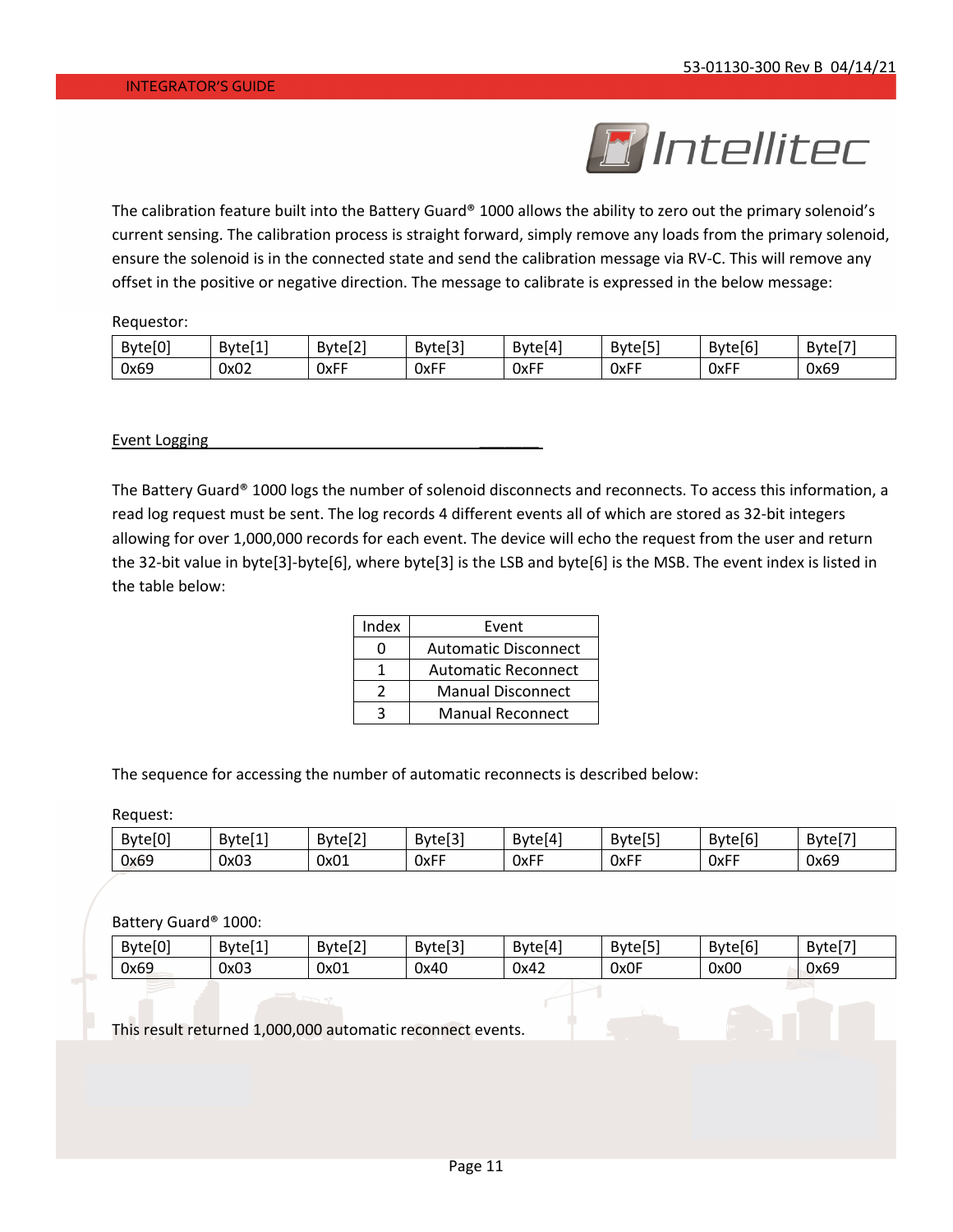The calibration feature built into the Battery Guard® 1000 allows the ability to zero out the primary solenoid's current sensing. The calibration process is straight forward, simply remove any loads from the primary solenoid, ensure the solenoid is in the connected state and send the calibration message via RV-C. This will remove any offset in the positive or negative direction. The message to calibrate is expressed in the below message:

Requestor:

| Byte[0] | Byte[1] | Byte[2] | Byte[3] | Byte[4] | Byte[5] | Byte[6] | Byte[7] |
|---|---|---|---|---|---|---|---|
| 0x69 | 0x02 | 0xFF | 0xFF | 0xFF | 0xFF | 0xFF | 0x69 |

## Event Logging

The Battery Guard® 1000 logs the number of solenoid disconnects and reconnects. To access this information, a read log request must be sent. The log records 4 different events all of which are stored as 32-bit integers allowing for over 1,000,000 records for each event. The device will echo the request from the user and return the 32-bit value in byte[3]-byte[6], where byte[3] is the LSB and byte[6] is the MSB. The event index is listed in the table below:

| Index | Event |
|---|---|
| 0 | Automatic Disconnect |
| 1 | Automatic Reconnect |
| 2 | Manual Disconnect |
| 3 | Manual Reconnect |

The sequence for accessing the number of automatic reconnects is described below:

Request:

| Byte[0] | Byte[1] | Byte[2] | Byte[3] | Byte[4] | Byte[5] | Byte[6] | Byte[7] |
|---|---|---|---|---|---|---|---|
| 0x69 | 0x03 | 0x01 | 0xFF | 0xFF | 0xFF | 0xFF | 0x69 |

Battery Guard® 1000:

| Byte[0] | Byte[1] | Byte[2] | Byte[3] | Byte[4] | Byte[5] | Byte[6] | Byte[7] |
|---|---|---|---|---|---|---|---|
| 0x69 | 0x03 | 0x01 | 0x40 | 0x42 | 0x0F | 0x00 | 0x69 |

This result returned 1,000,000 automatic reconnect events.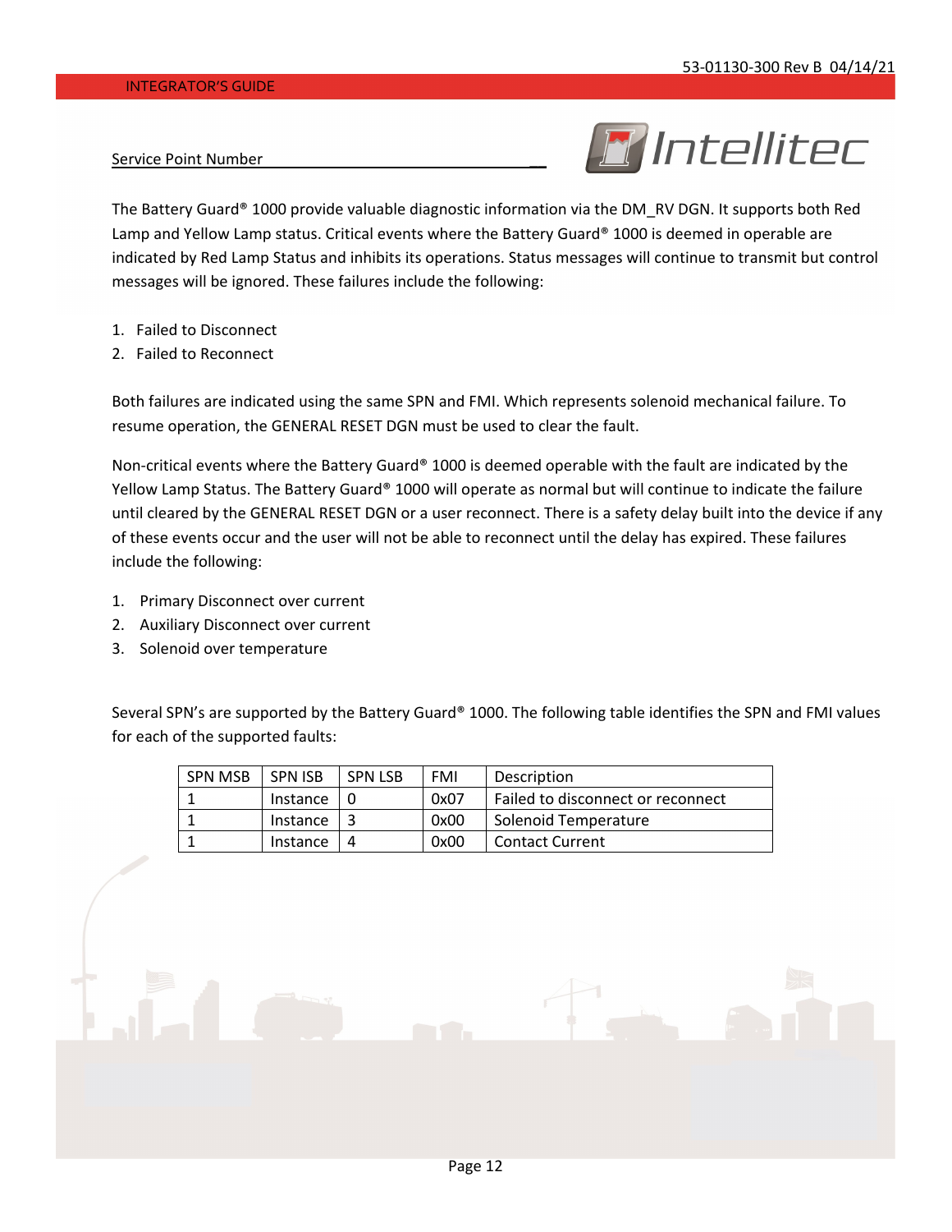## Service Point Number

The Battery Guard® 1000 provide valuable diagnostic information via the DM_RV DGN. It supports both Red Lamp and Yellow Lamp status. Critical events where the Battery Guard® 1000 is deemed in operable are indicated by Red Lamp Status and inhibits its operations. Status messages will continue to transmit but control messages will be ignored. These failures include the following:

1. Failed to Disconnect
2. Failed to Reconnect

Both failures are indicated using the same SPN and FMI. Which represents solenoid mechanical failure. To resume operation, the GENERAL RESET DGN must be used to clear the fault.

Non-critical events where the Battery Guard® 1000 is deemed operable with the fault are indicated by the Yellow Lamp Status. The Battery Guard® 1000 will operate as normal but will continue to indicate the failure until cleared by the GENERAL RESET DGN or a user reconnect. There is a safety delay built into the device if any of these events occur and the user will not be able to reconnect until the delay has expired. These failures include the following:

1. Primary Disconnect over current
2. Auxiliary Disconnect over current
3. Solenoid over temperature

Several SPN's are supported by the Battery Guard® 1000. The following table identifies the SPN and FMI values for each of the supported faults:

| SPN MSB | SPN ISB | SPN LSB | FMI | Description |
|---|---|---|---|---|
| 1 | Instance | 0 | 0x07 | Failed to disconnect or reconnect |
| 1 | Instance | 3 | 0x00 | Solenoid Temperature |
| 1 | Instance | 4 | 0x00 | Contact Current |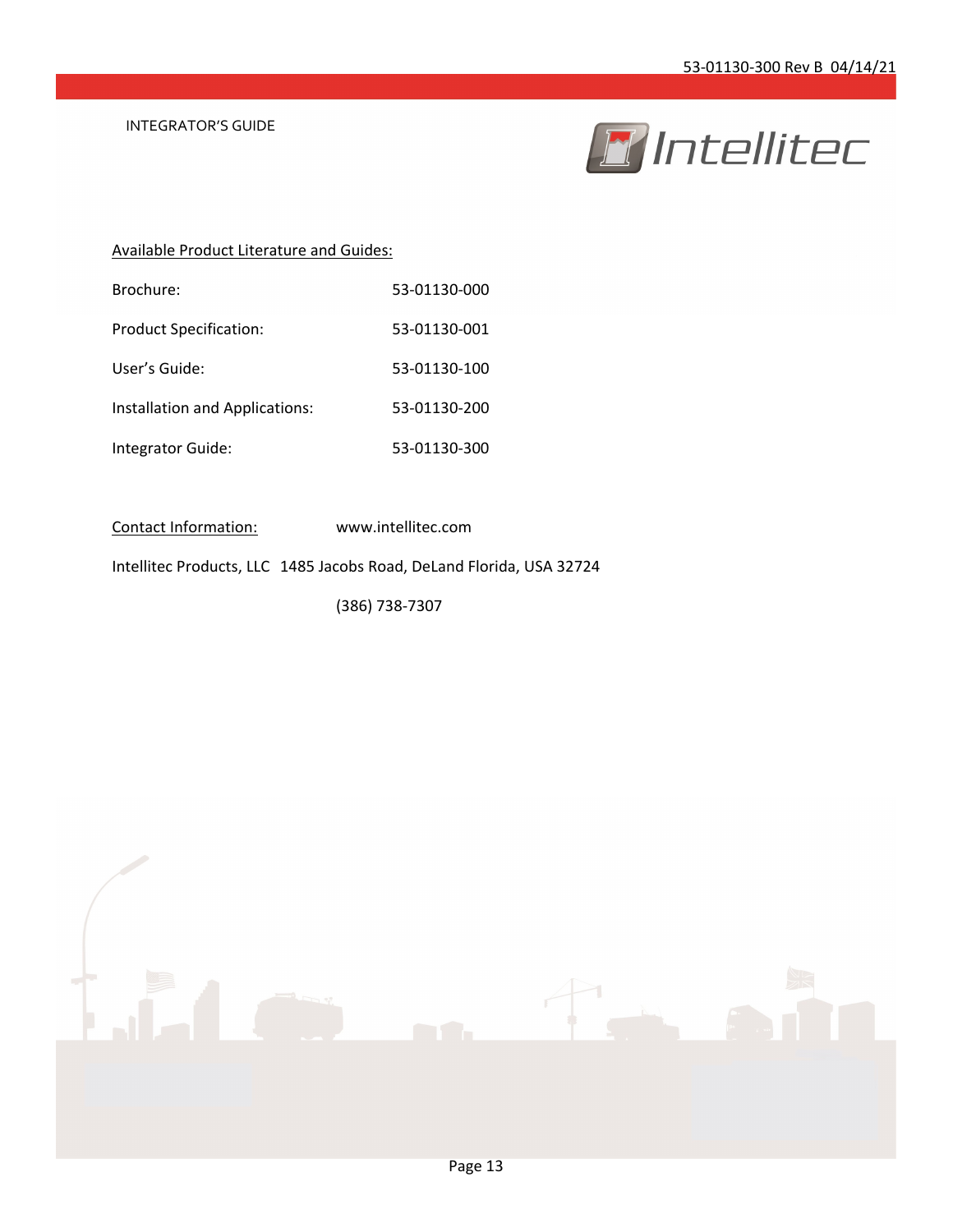Available Product Literature and Guides:

| | |
|---|---|
| Brochure: | 53-01130-000 |
| Product Specification: | 53-01130-001 |
| User's Guide: | 53-01130-100 |
| Installation and Applications: | 53-01130-200 |
| Integrator Guide: | 53-01130-300 |

Contact Information: www.intellitec.com

Intellitec Products, LLC 1485 Jacobs Road, DeLand Florida, USA 32724

(386) 738-7307